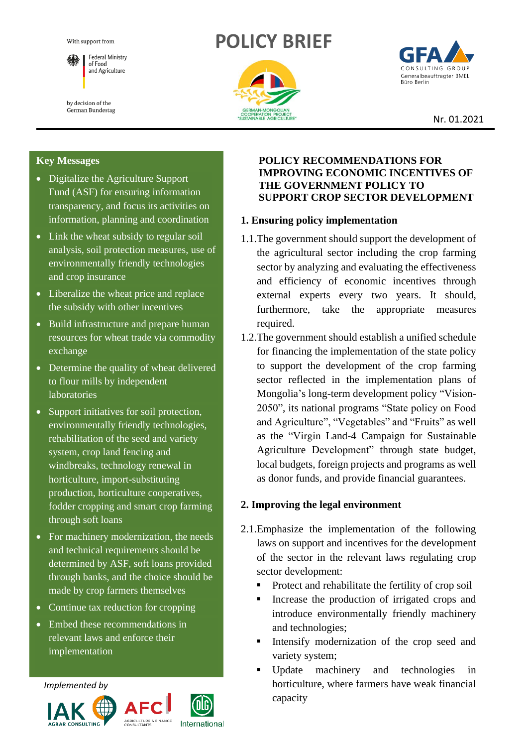With support from

Federal Ministry of Food and Agriculture

by decision of the German Bundestag

# POLICY BRIEF

GERMAN-MONGOLIAN COOPERATION PROJECT "SUSTAINABLE AGRICULTURE"

GFA CONSULTING GROUP
Generalbeauftragter BMEL
Büro Berlin

Nr. 01.2021

## Key Messages

- Digitalize the Agriculture Support Fund (ASF) for ensuring information transparency, and focus its activities on information, planning and coordination
- Link the wheat subsidy to regular soil analysis, soil protection measures, use of environmentally friendly technologies and crop insurance
- Liberalize the wheat price and replace the subsidy with other incentives
- Build infrastructure and prepare human resources for wheat trade via commodity exchange
- Determine the quality of wheat delivered to flour mills by independent laboratories
- Support initiatives for soil protection, environmentally friendly technologies, rehabilitation of the seed and variety system, crop land fencing and windbreaks, technology renewal in horticulture, import-substituting production, horticulture cooperatives, fodder cropping and smart crop farming through soft loans
- For machinery modernization, the needs and technical requirements should be determined by ASF, soft loans provided through banks, and the choice should be made by crop farmers themselves
- Continue tax reduction for cropping
- Embed these recommendations in relevant laws and enforce their implementation

*Implemented by*

IAK AGRAR CONSULTING · AFC AGRICULTURE & FINANCE CONSULTANTS · DLG International

## POLICY RECOMMENDATIONS FOR IMPROVING ECONOMIC INCENTIVES OF THE GOVERNMENT POLICY TO SUPPORT CROP SECTOR DEVELOPMENT

### 1. Ensuring policy implementation

1.1. The government should support the development of the agricultural sector including the crop farming sector by analyzing and evaluating the effectiveness and efficiency of economic incentives through external experts every two years. It should, furthermore, take the appropriate measures required.

1.2. The government should establish a unified schedule for financing the implementation of the state policy to support the development of the crop farming sector reflected in the implementation plans of Mongolia's long-term development policy "Vision-2050", its national programs "State policy on Food and Agriculture", "Vegetables" and "Fruits" as well as the "Virgin Land-4 Campaign for Sustainable Agriculture Development" through state budget, local budgets, foreign projects and programs as well as donor funds, and provide financial guarantees.

### 2. Improving the legal environment

2.1. Emphasize the implementation of the following laws on support and incentives for the development of the sector in the relevant laws regulating crop sector development:

- Protect and rehabilitate the fertility of crop soil
- Increase the production of irrigated crops and introduce environmentally friendly machinery and technologies;
- Intensify modernization of the crop seed and variety system;
- Update machinery and technologies in horticulture, where farmers have weak financial capacity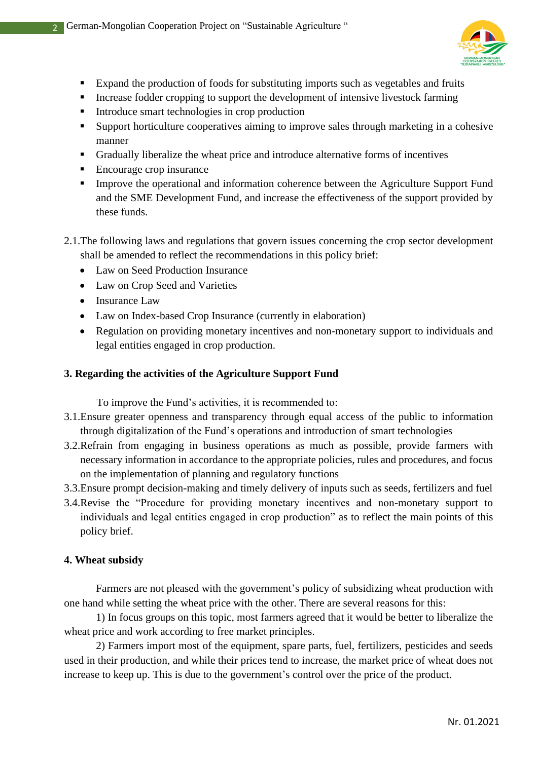- Expand the production of foods for substituting imports such as vegetables and fruits
- Increase fodder cropping to support the development of intensive livestock farming
- Introduce smart technologies in crop production
- Support horticulture cooperatives aiming to improve sales through marketing in a cohesive manner
- Gradually liberalize the wheat price and introduce alternative forms of incentives
- Encourage crop insurance
- Improve the operational and information coherence between the Agriculture Support Fund and the SME Development Fund, and increase the effectiveness of the support provided by these funds.

2.1. The following laws and regulations that govern issues concerning the crop sector development shall be amended to reflect the recommendations in this policy brief:

- Law on Seed Production Insurance
- Law on Crop Seed and Varieties
- Insurance Law
- Law on Index-based Crop Insurance (currently in elaboration)
- Regulation on providing monetary incentives and non-monetary support to individuals and legal entities engaged in crop production.

**3. Regarding the activities of the Agriculture Support Fund**

To improve the Fund's activities, it is recommended to:

3.1. Ensure greater openness and transparency through equal access of the public to information through digitalization of the Fund's operations and introduction of smart technologies

3.2. Refrain from engaging in business operations as much as possible, provide farmers with necessary information in accordance to the appropriate policies, rules and procedures, and focus on the implementation of planning and regulatory functions

3.3. Ensure prompt decision-making and timely delivery of inputs such as seeds, fertilizers and fuel

3.4. Revise the "Procedure for providing monetary incentives and non-monetary support to individuals and legal entities engaged in crop production" as to reflect the main points of this policy brief.

**4. Wheat subsidy**

Farmers are not pleased with the government's policy of subsidizing wheat production with one hand while setting the wheat price with the other. There are several reasons for this:

1) In focus groups on this topic, most farmers agreed that it would be better to liberalize the wheat price and work according to free market principles.

2) Farmers import most of the equipment, spare parts, fuel, fertilizers, pesticides and seeds used in their production, and while their prices tend to increase, the market price of wheat does not increase to keep up. This is due to the government's control over the price of the product.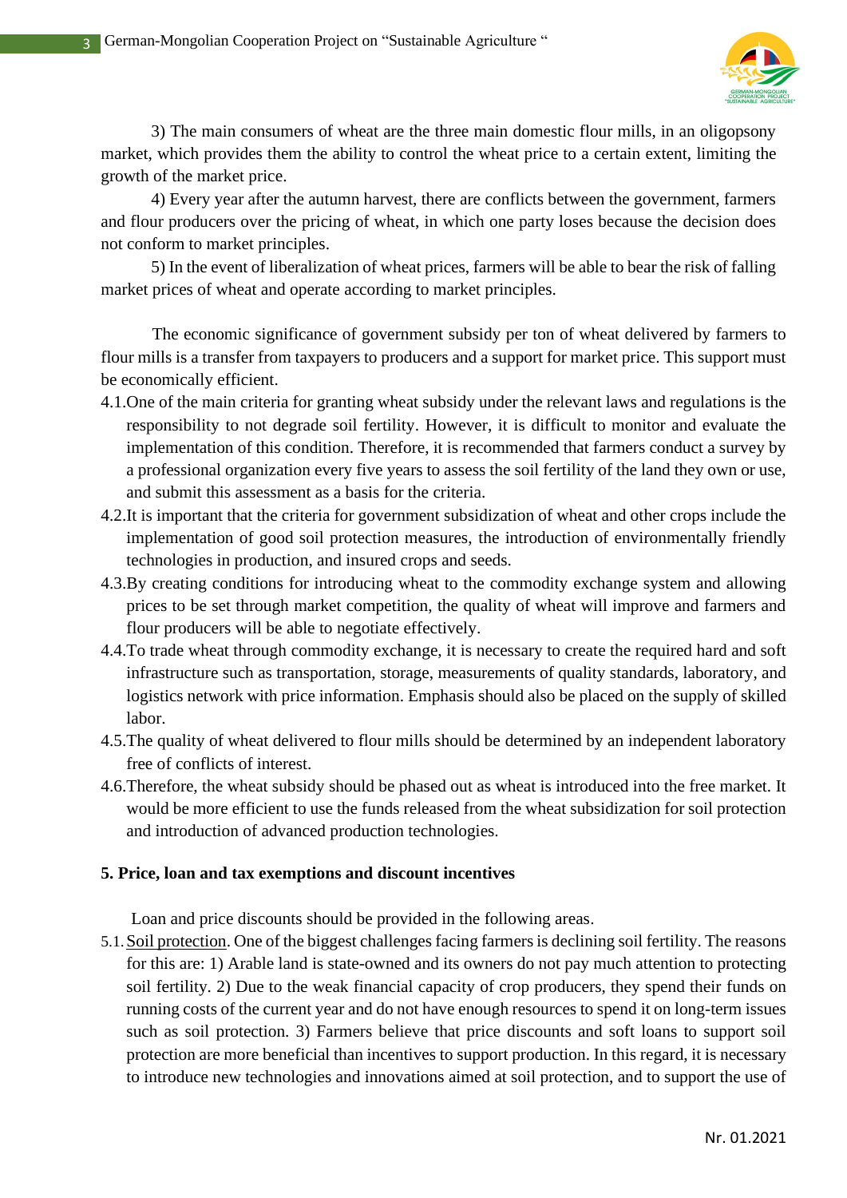3) The main consumers of wheat are the three main domestic flour mills, in an oligopsony market, which provides them the ability to control the wheat price to a certain extent, limiting the growth of the market price.

4) Every year after the autumn harvest, there are conflicts between the government, farmers and flour producers over the pricing of wheat, in which one party loses because the decision does not conform to market principles.

5) In the event of liberalization of wheat prices, farmers will be able to bear the risk of falling market prices of wheat and operate according to market principles.

The economic significance of government subsidy per ton of wheat delivered by farmers to flour mills is a transfer from taxpayers to producers and a support for market price. This support must be economically efficient.

4.1. One of the main criteria for granting wheat subsidy under the relevant laws and regulations is the responsibility to not degrade soil fertility. However, it is difficult to monitor and evaluate the implementation of this condition. Therefore, it is recommended that farmers conduct a survey by a professional organization every five years to assess the soil fertility of the land they own or use, and submit this assessment as a basis for the criteria.

4.2. It is important that the criteria for government subsidization of wheat and other crops include the implementation of good soil protection measures, the introduction of environmentally friendly technologies in production, and insured crops and seeds.

4.3. By creating conditions for introducing wheat to the commodity exchange system and allowing prices to be set through market competition, the quality of wheat will improve and farmers and flour producers will be able to negotiate effectively.

4.4. To trade wheat through commodity exchange, it is necessary to create the required hard and soft infrastructure such as transportation, storage, measurements of quality standards, laboratory, and logistics network with price information. Emphasis should also be placed on the supply of skilled labor.

4.5. The quality of wheat delivered to flour mills should be determined by an independent laboratory free of conflicts of interest.

4.6. Therefore, the wheat subsidy should be phased out as wheat is introduced into the free market. It would be more efficient to use the funds released from the wheat subsidization for soil protection and introduction of advanced production technologies.

## 5. Price, loan and tax exemptions and discount incentives

Loan and price discounts should be provided in the following areas.

5.1. Soil protection. One of the biggest challenges facing farmers is declining soil fertility. The reasons for this are: 1) Arable land is state-owned and its owners do not pay much attention to protecting soil fertility. 2) Due to the weak financial capacity of crop producers, they spend their funds on running costs of the current year and do not have enough resources to spend it on long-term issues such as soil protection. 3) Farmers believe that price discounts and soft loans to support soil protection are more beneficial than incentives to support production. In this regard, it is necessary to introduce new technologies and innovations aimed at soil protection, and to support the use of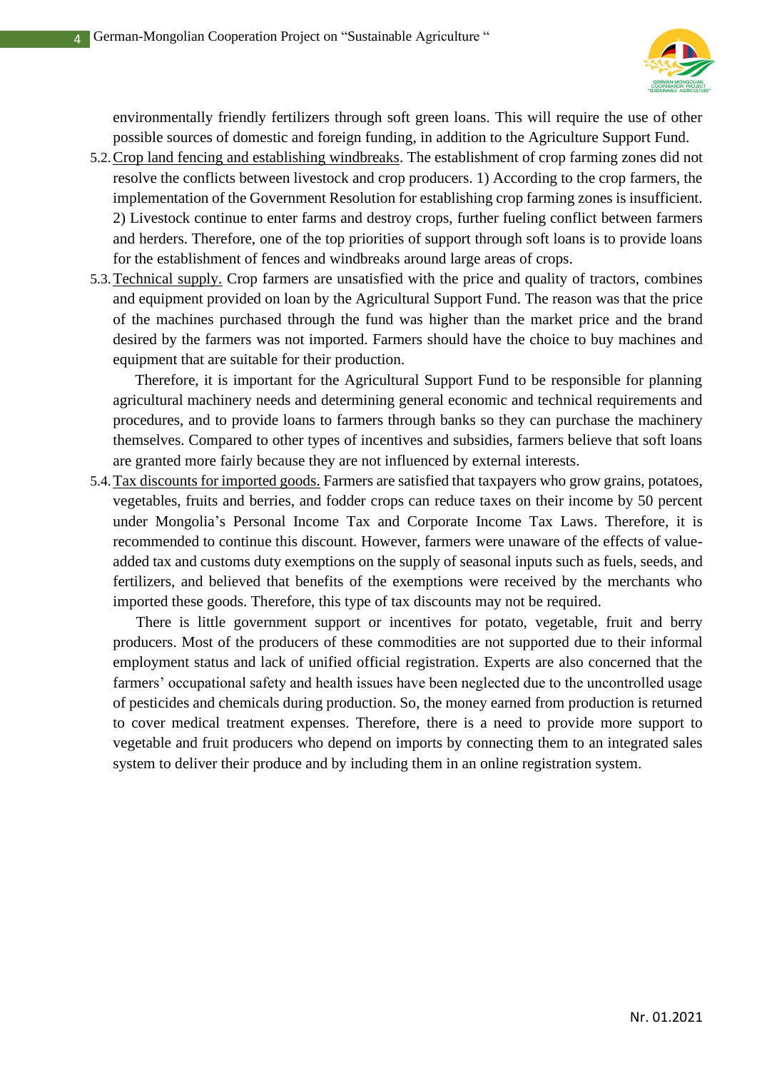environmentally friendly fertilizers through soft green loans. This will require the use of other possible sources of domestic and foreign funding, in addition to the Agriculture Support Fund.

5.2. Crop land fencing and establishing windbreaks. The establishment of crop farming zones did not resolve the conflicts between livestock and crop producers. 1) According to the crop farmers, the implementation of the Government Resolution for establishing crop farming zones is insufficient. 2) Livestock continue to enter farms and destroy crops, further fueling conflict between farmers and herders. Therefore, one of the top priorities of support through soft loans is to provide loans for the establishment of fences and windbreaks around large areas of crops.

5.3. Technical supply. Crop farmers are unsatisfied with the price and quality of tractors, combines and equipment provided on loan by the Agricultural Support Fund. The reason was that the price of the machines purchased through the fund was higher than the market price and the brand desired by the farmers was not imported. Farmers should have the choice to buy machines and equipment that are suitable for their production.

Therefore, it is important for the Agricultural Support Fund to be responsible for planning agricultural machinery needs and determining general economic and technical requirements and procedures, and to provide loans to farmers through banks so they can purchase the machinery themselves. Compared to other types of incentives and subsidies, farmers believe that soft loans are granted more fairly because they are not influenced by external interests.

5.4. Tax discounts for imported goods. Farmers are satisfied that taxpayers who grow grains, potatoes, vegetables, fruits and berries, and fodder crops can reduce taxes on their income by 50 percent under Mongolia's Personal Income Tax and Corporate Income Tax Laws. Therefore, it is recommended to continue this discount. However, farmers were unaware of the effects of value-added tax and customs duty exemptions on the supply of seasonal inputs such as fuels, seeds, and fertilizers, and believed that benefits of the exemptions were received by the merchants who imported these goods. Therefore, this type of tax discounts may not be required.

There is little government support or incentives for potato, vegetable, fruit and berry producers. Most of the producers of these commodities are not supported due to their informal employment status and lack of unified official registration. Experts are also concerned that the farmers' occupational safety and health issues have been neglected due to the uncontrolled usage of pesticides and chemicals during production. So, the money earned from production is returned to cover medical treatment expenses. Therefore, there is a need to provide more support to vegetable and fruit producers who depend on imports by connecting them to an integrated sales system to deliver their produce and by including them in an online registration system.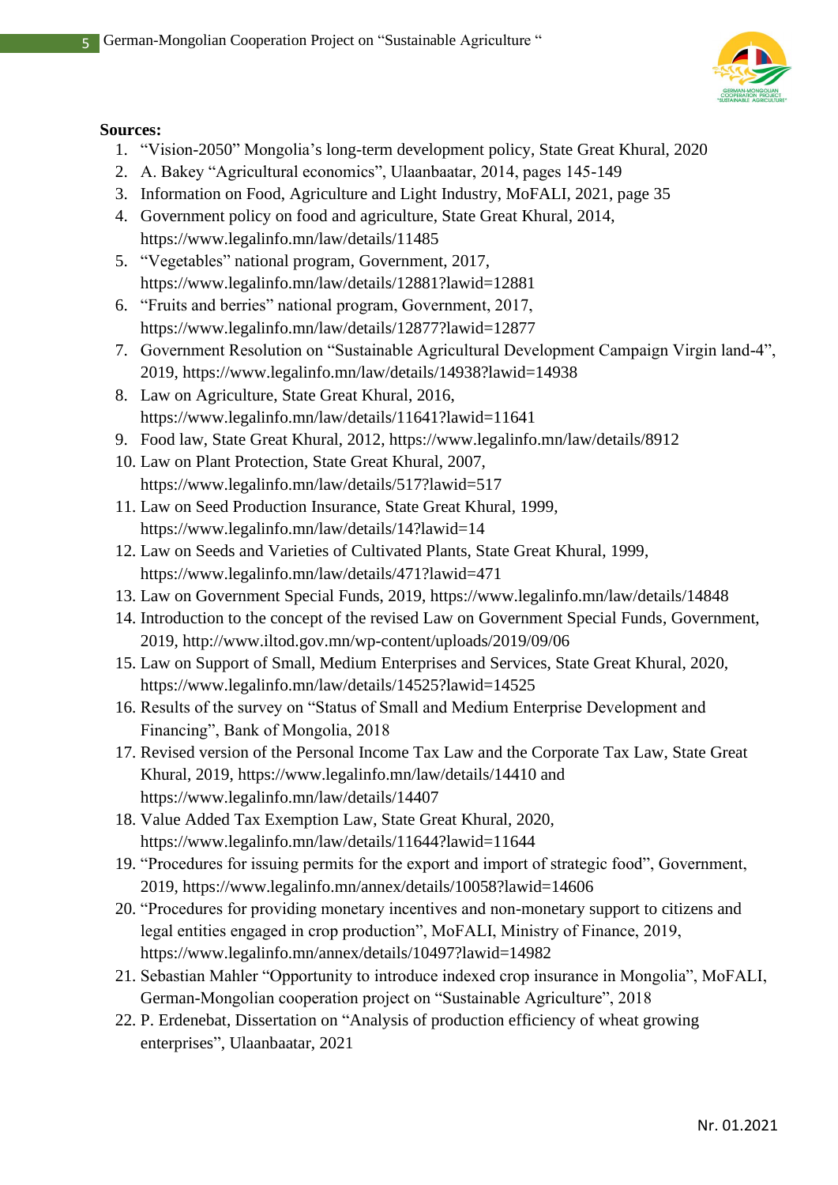**Sources:**

1. “Vision-2050” Mongolia’s long-term development policy, State Great Khural, 2020
2. A. Bakey “Agricultural economics”, Ulaanbaatar, 2014, pages 145-149
3. Information on Food, Agriculture and Light Industry, MoFALI, 2021, page 35
4. Government policy on food and agriculture, State Great Khural, 2014, https://www.legalinfo.mn/law/details/11485
5. “Vegetables” national program, Government, 2017, https://www.legalinfo.mn/law/details/12881?lawid=12881
6. “Fruits and berries” national program, Government, 2017, https://www.legalinfo.mn/law/details/12877?lawid=12877
7. Government Resolution on “Sustainable Agricultural Development Campaign Virgin land-4”, 2019, https://www.legalinfo.mn/law/details/14938?lawid=14938
8. Law on Agriculture, State Great Khural, 2016, https://www.legalinfo.mn/law/details/11641?lawid=11641
9. Food law, State Great Khural, 2012, https://www.legalinfo.mn/law/details/8912
10. Law on Plant Protection, State Great Khural, 2007, https://www.legalinfo.mn/law/details/517?lawid=517
11. Law on Seed Production Insurance, State Great Khural, 1999, https://www.legalinfo.mn/law/details/14?lawid=14
12. Law on Seeds and Varieties of Cultivated Plants, State Great Khural, 1999, https://www.legalinfo.mn/law/details/471?lawid=471
13. Law on Government Special Funds, 2019, https://www.legalinfo.mn/law/details/14848
14. Introduction to the concept of the revised Law on Government Special Funds, Government, 2019, http://www.iltod.gov.mn/wp-content/uploads/2019/09/06
15. Law on Support of Small, Medium Enterprises and Services, State Great Khural, 2020, https://www.legalinfo.mn/law/details/14525?lawid=14525
16. Results of the survey on “Status of Small and Medium Enterprise Development and Financing”, Bank of Mongolia, 2018
17. Revised version of the Personal Income Tax Law and the Corporate Tax Law, State Great Khural, 2019, https://www.legalinfo.mn/law/details/14410 and https://www.legalinfo.mn/law/details/14407
18. Value Added Tax Exemption Law, State Great Khural, 2020, https://www.legalinfo.mn/law/details/11644?lawid=11644
19. “Procedures for issuing permits for the export and import of strategic food”, Government, 2019, https://www.legalinfo.mn/annex/details/10058?lawid=14606
20. “Procedures for providing monetary incentives and non-monetary support to citizens and legal entities engaged in crop production”, MoFALI, Ministry of Finance, 2019, https://www.legalinfo.mn/annex/details/10497?lawid=14982
21. Sebastian Mahler “Opportunity to introduce indexed crop insurance in Mongolia”, MoFALI, German-Mongolian cooperation project on “Sustainable Agriculture”, 2018
22. P. Erdenebat, Dissertation on “Analysis of production efficiency of wheat growing enterprises”, Ulaanbaatar, 2021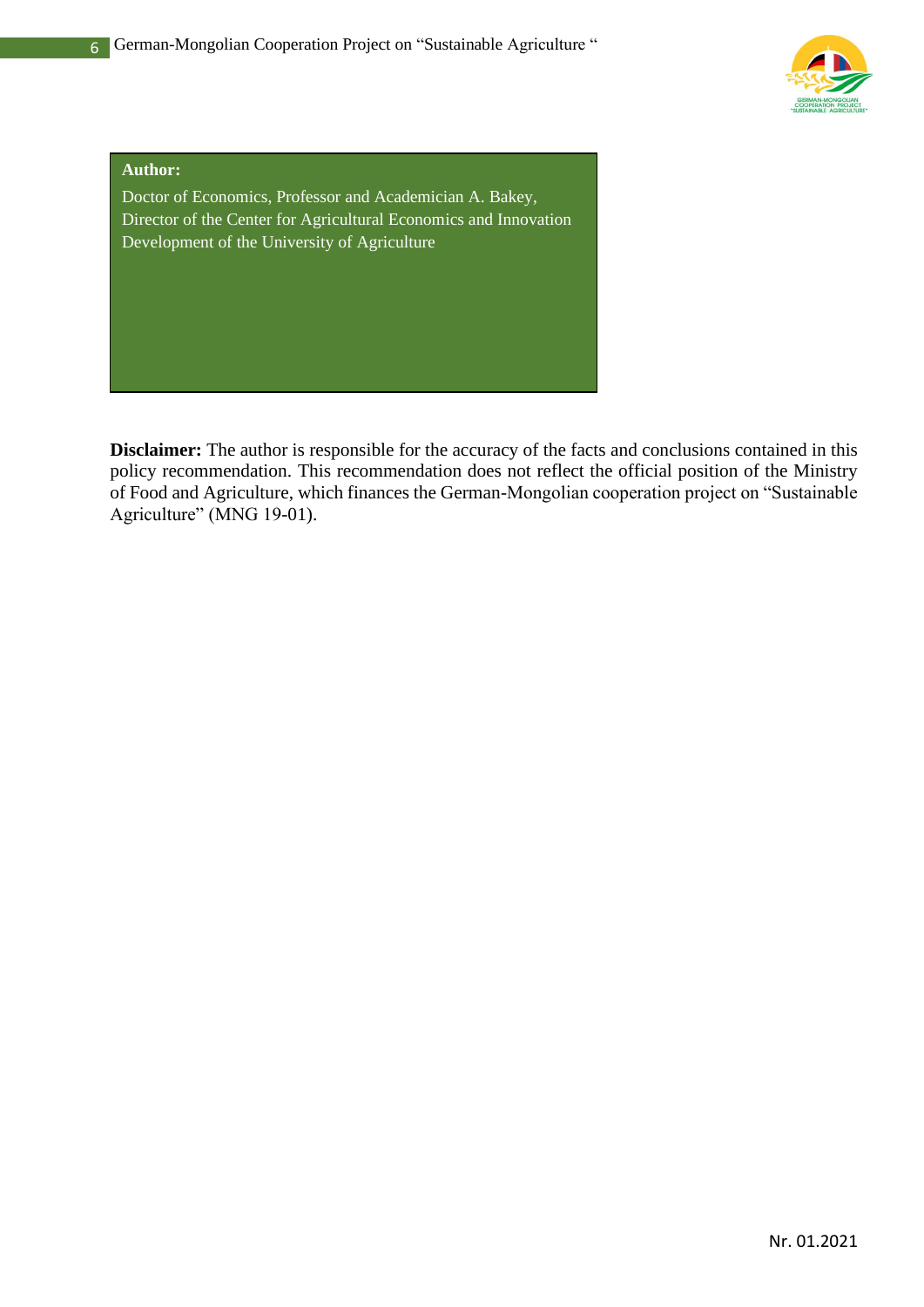**Author:**

Doctor of Economics, Professor and Academician A. Bakey, Director of the Center for Agricultural Economics and Innovation Development of the University of Agriculture

**Disclaimer:** The author is responsible for the accuracy of the facts and conclusions contained in this policy recommendation. This recommendation does not reflect the official position of the Ministry of Food and Agriculture, which finances the German-Mongolian cooperation project on "Sustainable Agriculture" (MNG 19-01).